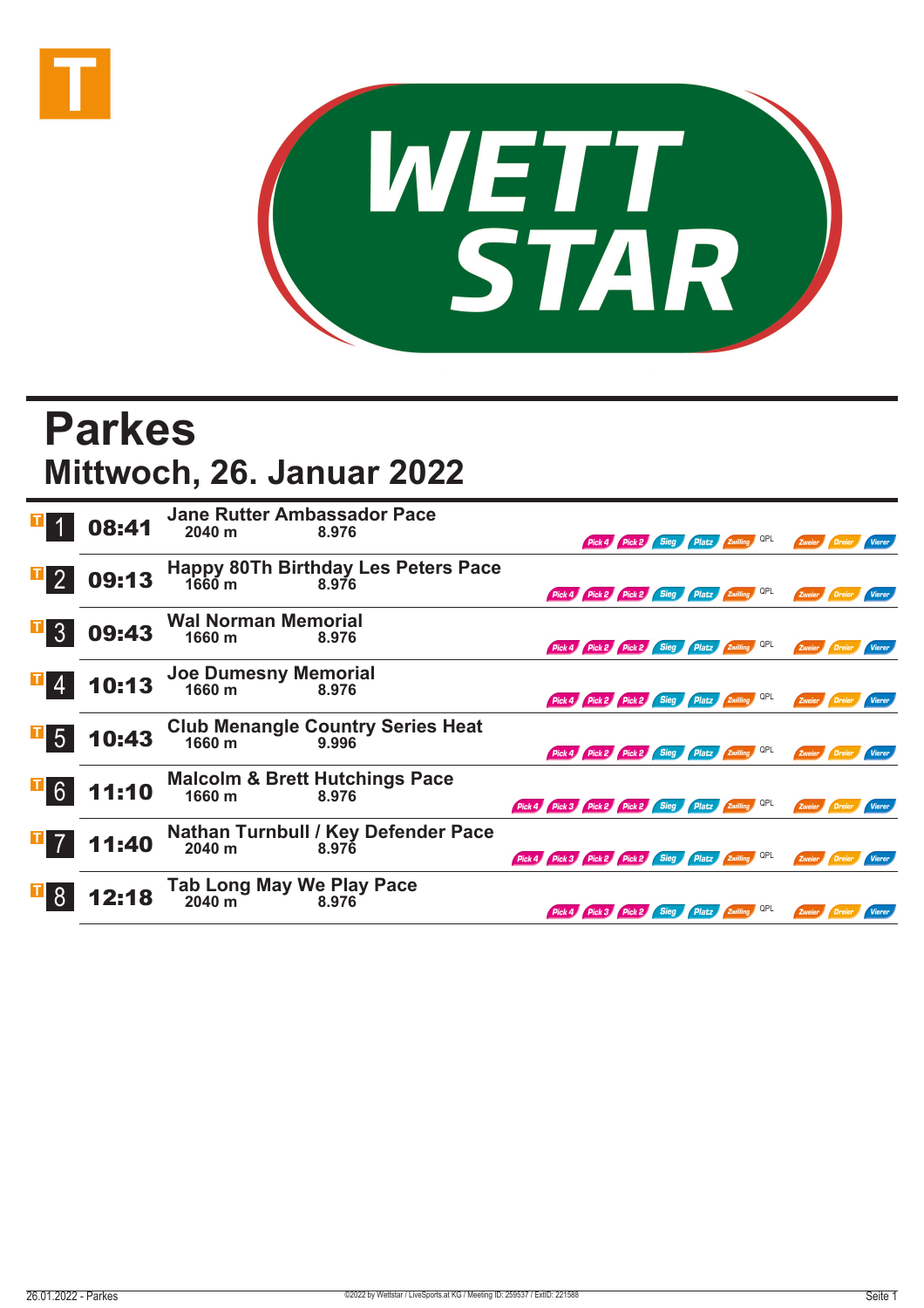# Parkes

## Mittwoch, 26. Januar 2022

| Nr. | Zeit | Rennen | Distanz | Preisgeld | Wetten |
|---|---|---|---|---|---|
| 1 | 08:41 | Jane Rutter Ambassador Pace | 2040 m | 8.976 | Pick 4, Pick 2, Sieg, Platz, Zwilling, QPL, Zweier, Dreier, Vierer |
| 2 | 09:13 | Happy 80Th Birthday Les Peters Pace | 1660 m | 8.976 | Pick 4, Pick 2, Pick 2, Sieg, Platz, Zwilling, QPL, Zweier, Dreier, Vierer |
| 3 | 09:43 | Wal Norman Memorial | 1660 m | 8.976 | Pick 4, Pick 2, Pick 2, Sieg, Platz, Zwilling, QPL, Zweier, Dreier, Vierer |
| 4 | 10:13 | Joe Dumesny Memorial | 1660 m | 8.976 | Pick 4, Pick 2, Pick 2, Sieg, Platz, Zwilling, QPL, Zweier, Dreier, Vierer |
| 5 | 10:43 | Club Menangle Country Series Heat | 1660 m | 9.996 | Pick 4, Pick 2, Pick 2, Sieg, Platz, Zwilling, QPL, Zweier, Dreier, Vierer |
| 6 | 11:10 | Malcolm & Brett Hutchings Pace | 1660 m | 8.976 | Pick 4, Pick 3, Pick 2, Pick 2, Sieg, Platz, Zwilling, QPL, Zweier, Dreier, Vierer |
| 7 | 11:40 | Nathan Turnbull / Key Defender Pace | 2040 m | 8.976 | Pick 4, Pick 3, Pick 2, Pick 2, Sieg, Platz, Zwilling, QPL, Zweier, Dreier, Vierer |
| 8 | 12:18 | Tab Long May We Play Pace | 2040 m | 8.976 | Pick 4, Pick 3, Pick 2, Sieg, Platz, Zwilling, QPL, Zweier, Dreier, Vierer |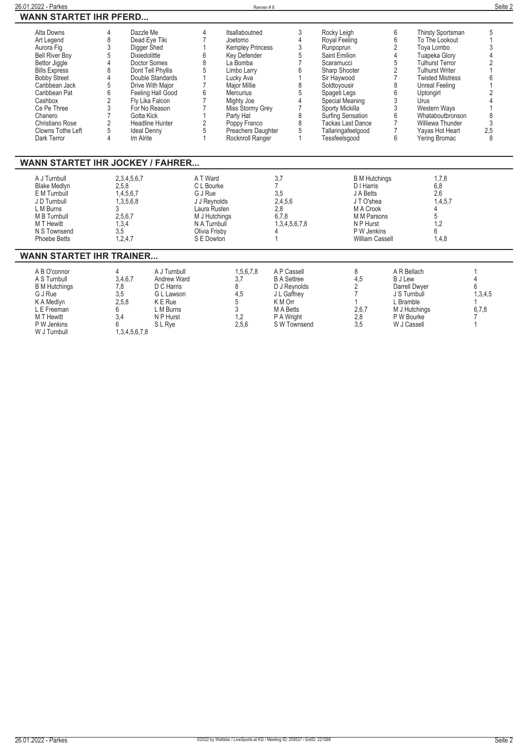## WANN STARTET IHR PFERD...

| Pferd | Rennen | Pferd | Rennen | Pferd | Rennen | Pferd | Rennen | Pferd | Rennen |
|---|---|---|---|---|---|---|---|---|---|
| Alta Downs | 4 | Dazzle Me | 4 | Itsallaboutned | 3 | Rocky Leigh | 6 | Thirsty Sportsman | 5 |
| Art Legend | 8 | Dead Eye Tiki | 7 | Joetomo | 4 | Royal Feeling | 6 | To The Lookout | 1 |
| Aurora Fig | 3 | Digger Shed | 1 | Kempley Princess | 3 | Runpoprun | 2 | Toya Lombo | 3 |
| Bell River Boy | 5 | Dixiedolittle | 6 | Key Defender | 5 | Saint Emilion | 4 | Tuapeka Glory | 4 |
| Bettor Jiggle | 4 | Doctor Somes | 8 | La Bomba | 7 | Scaramucci | 5 | Tulhurst Terror | 2 |
| Bills Express | 8 | Dont Tell Phyllis | 5 | Limbo Larry | 6 | Sharp Shooter | 2 | Tulhurst Writer | 1 |
| Bobby Street | 4 | Double Standards | 1 | Lucky Ava | 1 | Sir Haywood | 7 | Twisted Mistress | 6 |
| Caribbean Jack | 5 | Drive With Major | 7 | Major Millie | 8 | Soldtoyousir | 8 | Unreal Feeling | 1 |
| Caribbean Pat | 6 | Feeling Hall Good | 6 | Mercurius | 5 | Spageti Legs | 6 | Uptongirl | 2 |
| Cashbox | 2 | Fly Lika Falcon | 7 | Mighty Joe | 4 | Special Meaning | 3 | Urus | 4 |
| Ce Pe Three | 3 | For No Reason | 7 | Miss Stormy Grey | 7 | Sporty Mickilla | 3 | Western Ways | 1 |
| Chanero | 7 | Gotta Kick | 1 | Party Hat | 8 | Surfing Sensation | 6 | Whataboutbronson | 8 |
| Christiano Rose | 2 | Headline Hunter | 2 | Poppy Franco | 8 | Tackas Last Dance | 7 | Williewa Thunder | 3 |
| Clowns Tothe Left | 5 | Ideal Denny | 5 | Preachers Daughter | 5 | Tallaringafeelgood | 7 | Yayas Hot Heart | 2,5 |
| Dark Terror | 4 | Im Alrite | 1 | Rocknroll Ranger | 1 | Tessfeelsgood | 6 | Yering Bromac | 8 |

## WANN STARTET IHR JOCKEY / FAHRER...

| Fahrer | Rennen | Fahrer | Rennen | Fahrer | Rennen |
|---|---|---|---|---|---|
| A J Turnbull | 2,3,4,5,6,7 | A T Ward | 3,7 | B M Hutchings | 1,7,8 |
| Blake Medlyn | 2,5,8 | C L Bourke | 7 | D I Harris | 6,8 |
| E M Turnbull | 1,4,5,6,7 | G J Rue | 3,5 | J A Betts | 2,6 |
| J D Turnbull | 1,3,5,6,8 | J J Reynolds | 2,4,5,6 | J T O'shea | 1,4,5,7 |
| L M Burns | 3 | Laura Rusten | 2,8 | M A Crook | 4 |
| M B Turnbull | 2,5,6,7 | M J Hutchings | 6,7,8 | M M Parsons | 5 |
| M T Hewitt | 1,3,4 | N A Turnbull | 1,3,4,5,6,7,8 | N P Hurst | 1,2 |
| N S Townsend | 3,5 | Olivia Frisby | 4 | P W Jenkins | 6 |
| Phoebe Betts | 1,2,4,7 | S E Dowton | 1 | William Cassell | 1,4,8 |

## WANN STARTET IHR TRAINER...

| Trainer | Rennen | Trainer | Rennen | Trainer | Rennen | Trainer | Rennen |
|---|---|---|---|---|---|---|---|
| A B O'connor | 4 | A J Turnbull | 1,5,6,7,8 | A P Cassell | 8 | A R Bellach | 1 |
| A S Turnbull | 3,4,6,7 | Andrew Ward | 3,7 | B A Settree | 4,5 | B J Lew | 4 |
| B M Hutchings | 7,8 | D C Harris | 8 | D J Reynolds | 2 | Darrell Dwyer | 6 |
| G J Rue | 3,5 | G L Lawson | 4,5 | J L Gaffney | 7 | J S Turnbull | 1,3,4,5 |
| K A Medlyn | 2,5,8 | K E Rue | 5 | K M Orr | 1 | L Bramble | 1 |
| L E Freeman | 6 | L M Burns | 3 | M A Betts | 2,6,7 | M J Hutchings | 6,7,8 |
| M T Hewitt | 3,4 | N P Hurst | 1,2 | P A Wright | 2,8 | P W Bourke | 7 |
| P W Jenkins | 6 | S L Rye | 2,5,6 | S W Townsend | 3,5 | W J Cassell | 1 |
| W J Turnbull | 1,3,4,5,6,7,8 | | | | | | |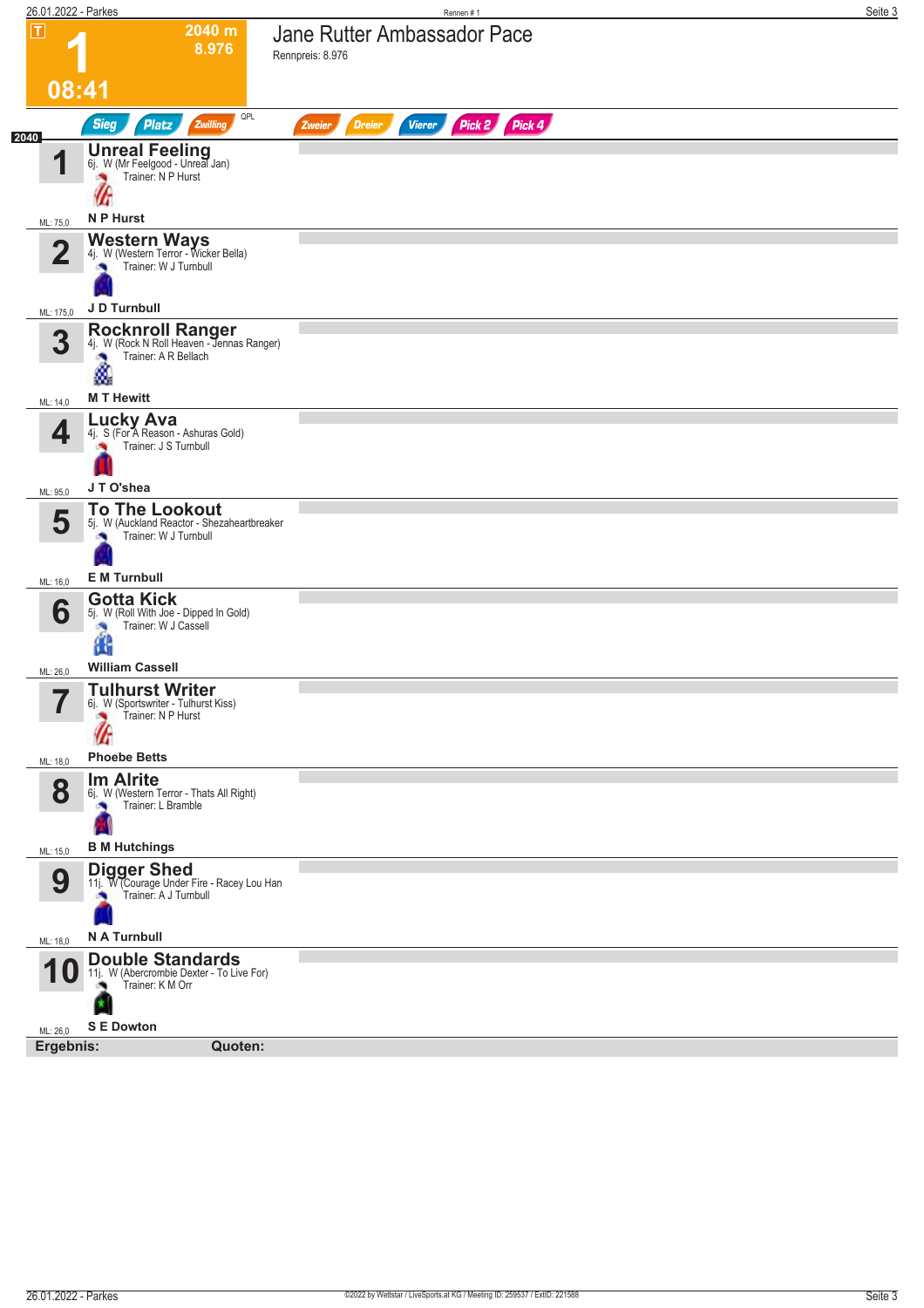# 1

**2040 m**
**8.976**

**08:41**

## Jane Rutter Ambassador Pace

Rennpreis: 8.976

Sieg | Platz | Zwilling | QPL | Zweier | Dreier | Vierer | Pick 2 | Pick 4

2040

| Nr. | Pferd | ML |
|---|---|---|
| 1 | **Unreal Feeling** 6j. W (Mr Feelgood - Unreal Jan) Trainer: N P Hurst — **N P Hurst** | ML: 75,0 |
| 2 | **Western Ways** 4j. W (Western Terror - Wicker Bella) Trainer: W J Turnbull — **J D Turnbull** | ML: 175,0 |
| 3 | **Rocknroll Ranger** 4j. W (Rock N Roll Heaven - Jennas Ranger) Trainer: A R Bellach — **M T Hewitt** | ML: 14,0 |
| 4 | **Lucky Ava** 4j. S (For A Reason - Ashuras Gold) Trainer: J S Turnbull — **J T O'shea** | ML: 95,0 |
| 5 | **To The Lookout** 5j. W (Auckland Reactor - Shezaheartbreaker) Trainer: W J Turnbull — **E M Turnbull** | ML: 16,0 |
| 6 | **Gotta Kick** 5j. W (Roll With Joe - Dipped In Gold) Trainer: W J Cassell — **William Cassell** | ML: 26,0 |
| 7 | **Tulhurst Writer** 6j. W (Sportswriter - Tulhurst Kiss) Trainer: N P Hurst — **Phoebe Betts** | ML: 18,0 |
| 8 | **Im Alrite** 6j. W (Western Terror - Thats All Right) Trainer: L Bramble — **B M Hutchings** | ML: 15,0 |
| 9 | **Digger Shed** 11j. W (Courage Under Fire - Racey Lou Han) Trainer: A J Turnbull — **N A Turnbull** | ML: 18,0 |
| 10 | **Double Standards** 11j. W (Abercrombie Dexter - To Live For) Trainer: K M Orr — **S E Dowton** | ML: 26,0 |

**Ergebnis:** **Quoten:**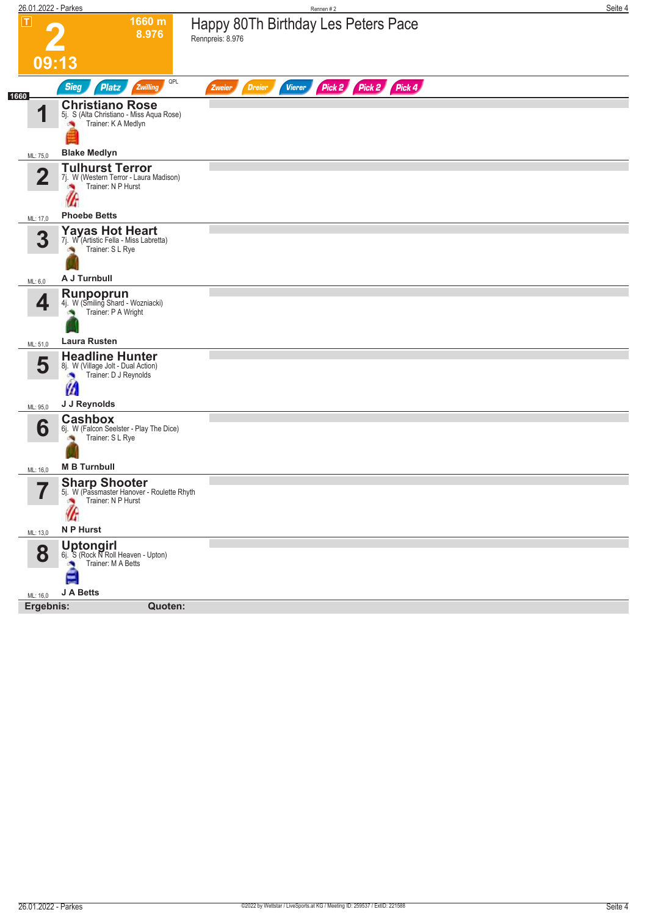# 2

**1660 m**
**8.976**

**09:13**

## Happy 80Th Birthday Les Peters Pace

Rennpreis: 8.976

Sieg | Platz | Zwilling | QPL | Zweier | Dreier | Vierer | Pick 2 | Pick 2 | Pick 4

1660

| Nr. | Pferd | Fahrer | ML |
|---|---|---|---|
| 1 | **Christiano Rose** 5j. S (Alta Christiano - Miss Aqua Rose) Trainer: K A Medlyn | **Blake Medlyn** | ML: 75,0 |
| 2 | **Tulhurst Terror** 7j. W (Western Terror - Laura Madison) Trainer: N P Hurst | **Phoebe Betts** | ML: 17,0 |
| 3 | **Yayas Hot Heart** 7j. W (Artistic Fella - Miss Labretta) Trainer: S L Rye | **A J Turnbull** | ML: 6,0 |
| 4 | **Runpoprun** 4j. W (Smiling Shard - Wozniacki) Trainer: P A Wright | **Laura Rusten** | ML: 51,0 |
| 5 | **Headline Hunter** 8j. W (Village Jolt - Dual Action) Trainer: D J Reynolds | **J J Reynolds** | ML: 95,0 |
| 6 | **Cashbox** 6j. W (Falcon Seelster - Play The Dice) Trainer: S L Rye | **M B Turnbull** | ML: 16,0 |
| 7 | **Sharp Shooter** 5j. W (Passmaster Hanover - Roulette Rhyth Trainer: N P Hurst | **N P Hurst** | ML: 13,0 |
| 8 | **Uptongirl** 6j. S (Rock N Roll Heaven - Upton) Trainer: M A Betts | **J A Betts** | ML: 16,0 |

**Ergebnis:** **Quoten:**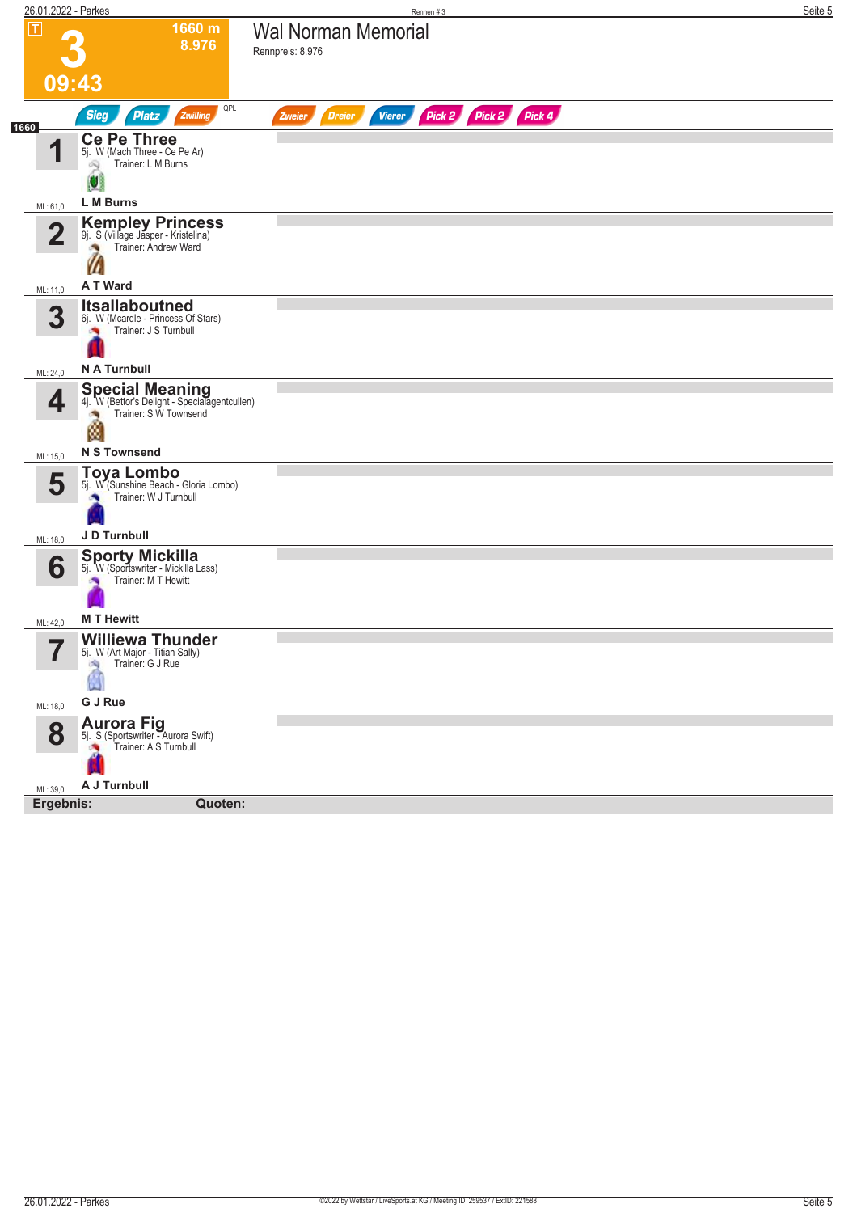# 3 — Wal Norman Memorial

**T** | **1660 m** | **8.976** | **09:43**

Rennpreis: 8.976

Sieg | Platz | Zwilling | QPL | Zweier | Dreier | Vierer | Pick 2 | Pick 2 | Pick 4

**1660**

| Nr. | Pferd | Fahrer | ML |
|---|---|---|---|
| 1 | **Ce Pe Three**<br>5j. W (Mach Three - Ce Pe Ar)<br>Trainer: L M Burns | L M Burns | 61,0 |
| 2 | **Kempley Princess**<br>9j. S (Village Jasper - Kristelina)<br>Trainer: Andrew Ward | A T Ward | 11,0 |
| 3 | **Itsallaboutned**<br>6j. W (Mcardle - Princess Of Stars)<br>Trainer: J S Turnbull | N A Turnbull | 24,0 |
| 4 | **Special Meaning**<br>4j. W (Bettor's Delight - Specialagentcullen)<br>Trainer: S W Townsend | N S Townsend | 15,0 |
| 5 | **Toya Lombo**<br>5j. W (Sunshine Beach - Gloria Lombo)<br>Trainer: W J Turnbull | J D Turnbull | 18,0 |
| 6 | **Sporty Mickilla**<br>5j. W (Sportswriter - Mickilla Lass)<br>Trainer: M T Hewitt | M T Hewitt | 42,0 |
| 7 | **Williewa Thunder**<br>5j. W (Art Major - Titian Sally)<br>Trainer: G J Rue | G J Rue | 18,0 |
| 8 | **Aurora Fig**<br>5j. S (Sportswriter - Aurora Swift)<br>Trainer: A S Turnbull | A J Turnbull | 39,0 |

**Ergebnis:** **Quoten:**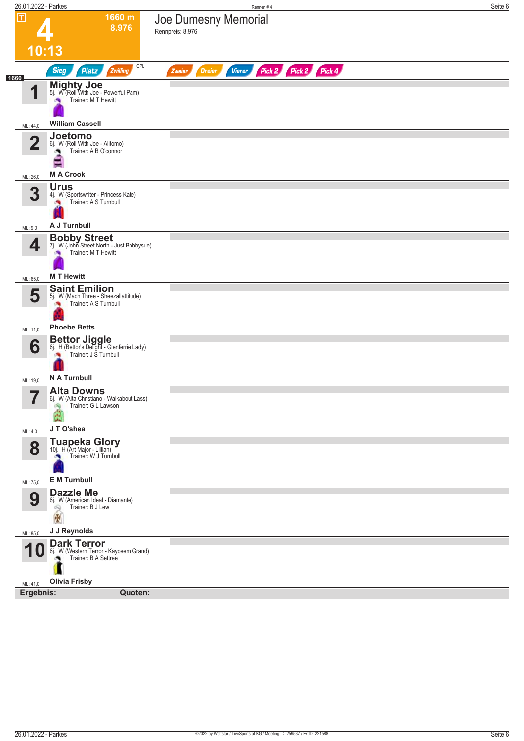# 4

**1660 m**
**8.976**

**10:13**

## Joe Dumesny Memorial

Rennpreis: 8.976

Sieg | Platz | Zwilling | QPL | Zweier | Dreier | Vierer | Pick 2 | Pick 2 | Pick 4

1660

| Nr. | Pferd | ML |
|---|---|---|
| 1 | **Mighty Joe**<br>5j. W (Roll With Joe - Powerful Pam)<br>Trainer: M T Hewitt<br>**William Cassell** | ML: 44,0 |
| 2 | **Joetomo**<br>6j. W (Roll With Joe - Alitomo)<br>Trainer: A B O'connor<br>**M A Crook** | ML: 26,0 |
| 3 | **Urus**<br>4j. W (Sportswriter - Princess Kate)<br>Trainer: A S Turnbull<br>**A J Turnbull** | ML: 9,0 |
| 4 | **Bobby Street**<br>7j. W (John Street North - Just Bobbysue)<br>Trainer: M T Hewitt<br>**M T Hewitt** | ML: 65,0 |
| 5 | **Saint Emilion**<br>5j. W (Mach Three - Sheezallattitude)<br>Trainer: A S Turnbull<br>**Phoebe Betts** | ML: 11,0 |
| 6 | **Bettor Jiggle**<br>6j. H (Bettor's Delight - Glenferrie Lady)<br>Trainer: J S Turnbull<br>**N A Turnbull** | ML: 19,0 |
| 7 | **Alta Downs**<br>6j. W (Alta Christiano - Walkabout Lass)<br>Trainer: G L Lawson<br>**J T O'shea** | ML: 4,0 |
| 8 | **Tuapeka Glory**<br>10j. H (Art Major - Lillian)<br>Trainer: W J Turnbull<br>**E M Turnbull** | ML: 75,0 |
| 9 | **Dazzle Me**<br>6j. W (American Ideal - Diamante)<br>Trainer: B J Lew<br>**J J Reynolds** | ML: 85,0 |
| 10 | **Dark Terror**<br>6j. W (Western Terror - Kayceem Grand)<br>Trainer: B A Settree<br>**Olivia Frisby** | ML: 41,0 |

**Ergebnis:** **Quoten:**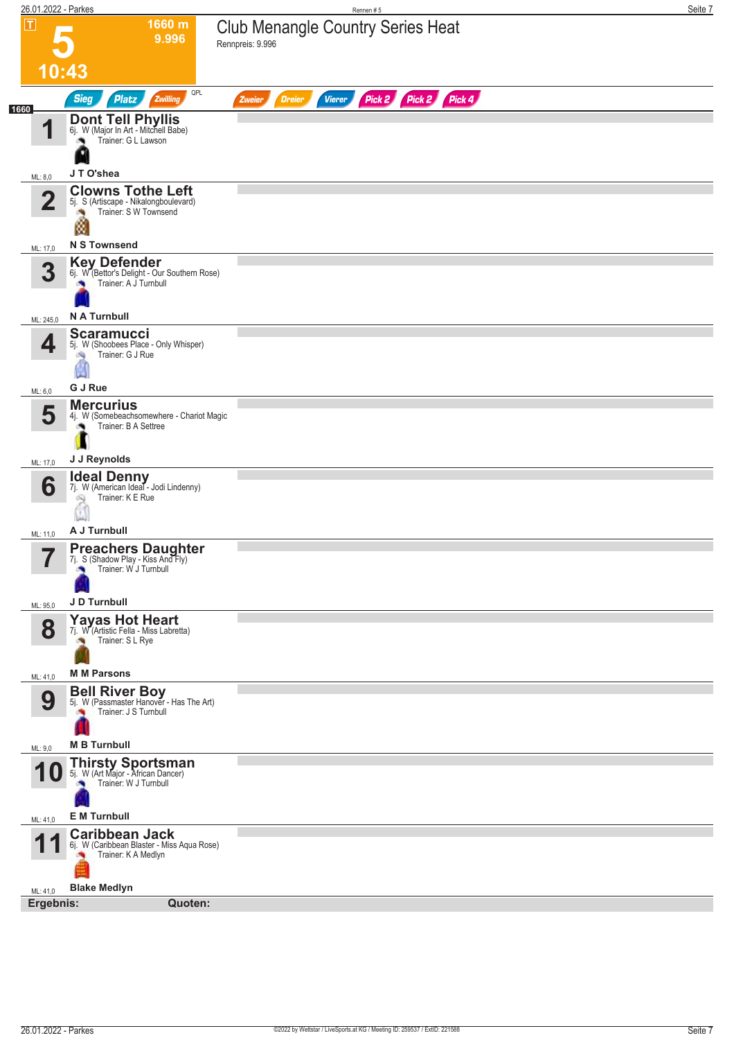# 5 — 10:43

**1660 m**
**9.996**

## Club Menangle Country Series Heat

Rennpreis: 9.996

T | Sieg | Platz | Zwilling | QPL | Zweier | Dreier | Vierer | Pick 2 | Pick 2 | Pick 4

**1660**

| Nr. | Pferd | Details | Fahrer | ML |
|---|---|---|---|---|
| 1 | **Dont Tell Phyllis** | 6j. W (Major In Art - Mitchell Babe) Trainer: G L Lawson | J T O'shea | ML: 8,0 |
| 2 | **Clowns Tothe Left** | 5j. S (Artiscape - Nikalongboulevard) Trainer: S W Townsend | N S Townsend | ML: 17,0 |
| 3 | **Key Defender** | 6j. W (Bettor's Delight - Our Southern Rose) Trainer: A J Turnbull | N A Turnbull | ML: 245,0 |
| 4 | **Scaramucci** | 5j. W (Shoobees Place - Only Whisper) Trainer: G J Rue | G J Rue | ML: 6,0 |
| 5 | **Mercurius** | 4j. W (Somebeachsomewhere - Chariot Magic) Trainer: B A Settree | J J Reynolds | ML: 17,0 |
| 6 | **Ideal Denny** | 7j. W (American Ideal - Jodi Lindenny) Trainer: K E Rue | A J Turnbull | ML: 11,0 |
| 7 | **Preachers Daughter** | 7j. S (Shadow Play - Kiss And Fly) Trainer: W J Turnbull | J D Turnbull | ML: 95,0 |
| 8 | **Yayas Hot Heart** | 7j. W (Artistic Fella - Miss Labretta) Trainer: S L Rye | M M Parsons | ML: 41,0 |
| 9 | **Bell River Boy** | 5j. W (Passmaster Hanover - Has The Art) Trainer: J S Turnbull | M B Turnbull | ML: 9,0 |
| 10 | **Thirsty Sportsman** | 5j. W (Art Major - African Dancer) Trainer: W J Turnbull | E M Turnbull | ML: 41,0 |
| 11 | **Caribbean Jack** | 6j. W (Caribbean Blaster - Miss Aqua Rose) Trainer: K A Medlyn | Blake Medlyn | ML: 41,0 |

**Ergebnis:** **Quoten:**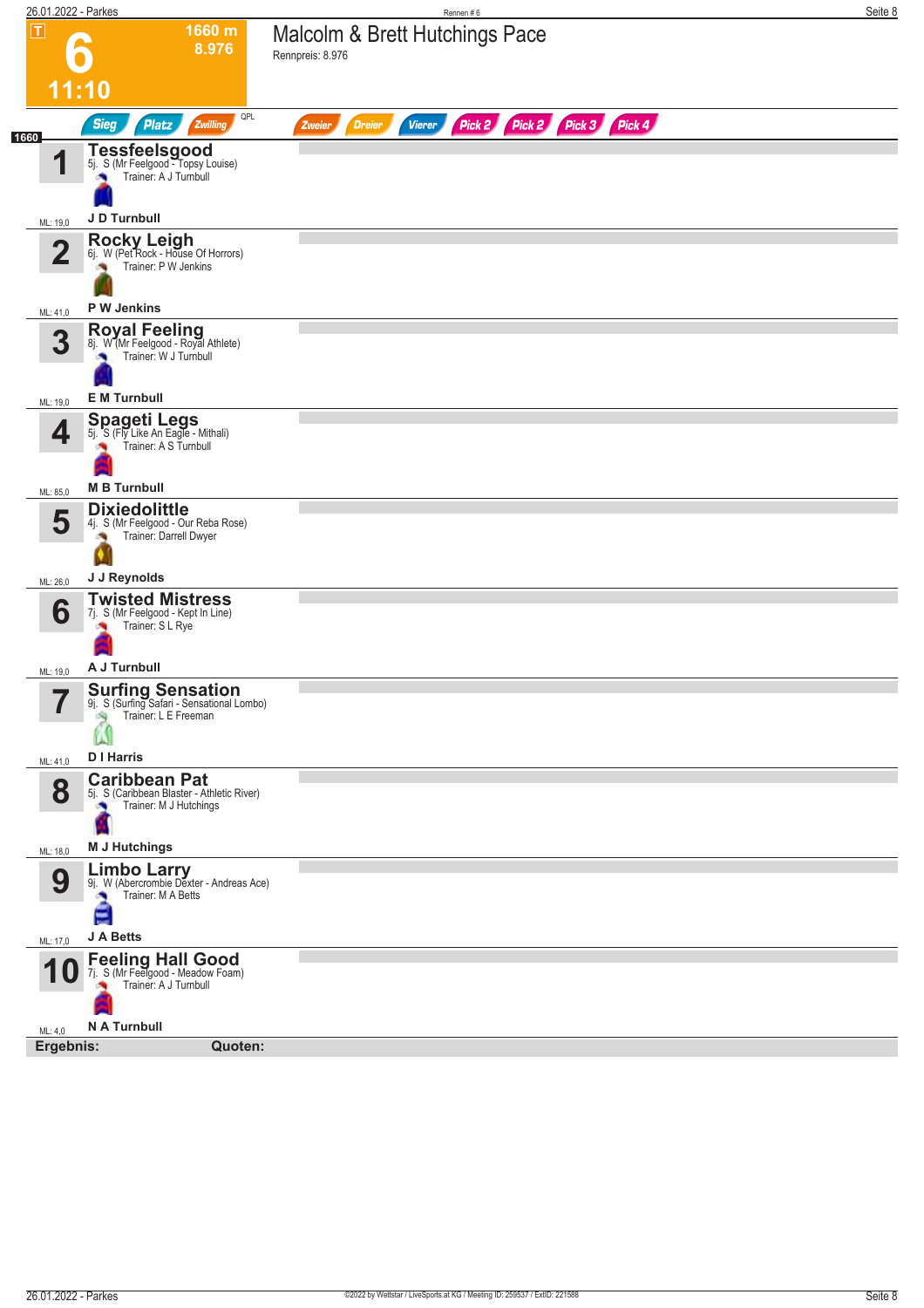# 6 — 11:10

**1660 m**
**8.976**

## Malcolm & Brett Hutchings Pace

Rennpreis: 8.976

Sieg | Platz | Zwilling | QPL | Zweier | Dreier | Vierer | Pick 2 | Pick 2 | Pick 3 | Pick 4

**1660**

| Nr. | Pferd | Details | Trainer | Fahrer | ML |
|---|---|---|---|---|---|
| 1 | **Tessfeelsgood** | 5j. S (Mr Feelgood - Topsy Louise) | A J Turnbull | J D Turnbull | 19,0 |
| 2 | **Rocky Leigh** | 6j. W (Pet Rock - House Of Horrors) | P W Jenkins | P W Jenkins | 41,0 |
| 3 | **Royal Feeling** | 8j. W (Mr Feelgood - Royal Athlete) | W J Turnbull | E M Turnbull | 19,0 |
| 4 | **Spageti Legs** | 5j. S (Fly Like An Eagle - Mithali) | A S Turnbull | M B Turnbull | 85,0 |
| 5 | **Dixiedolittle** | 4j. S (Mr Feelgood - Our Reba Rose) | Darrell Dwyer | J J Reynolds | 26,0 |
| 6 | **Twisted Mistress** | 7j. S (Mr Feelgood - Kept In Line) | S L Rye | A J Turnbull | 19,0 |
| 7 | **Surfing Sensation** | 9j. S (Surfing Safari - Sensational Lombo) | L E Freeman | D I Harris | 41,0 |
| 8 | **Caribbean Pat** | 5j. S (Caribbean Blaster - Athletic River) | M J Hutchings | M J Hutchings | 18,0 |
| 9 | **Limbo Larry** | 9j. W (Abercrombie Dexter - Andreas Ace) | M A Betts | J A Betts | 17,0 |
| 10 | **Feeling Hall Good** | 7j. S (Mr Feelgood - Meadow Foam) | A J Turnbull | N A Turnbull | 4,0 |

**Ergebnis:** **Quoten:**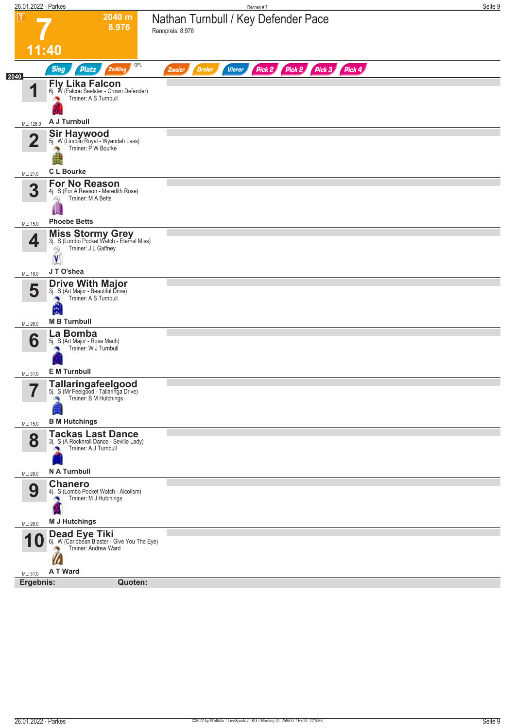# 7

**2040 m**
**8.976**

**11:40**

## Nathan Turnbull / Key Defender Pace

Rennpreis: 8.976

Sieg | Platz | Zwilling | QPL | Zweier | Dreier | Vierer | Pick 2 | Pick 2 | Pick 3 | Pick 4

2040

| Nr. | Pferd | ML |
|---|---|---|
| 1 | **Fly Lika Falcon** 6j. W (Falcon Seelster - Crown Defender) Trainer: A S Turnbull — **A J Turnbull** | ML: 126,0 |
| 2 | **Sir Haywood** 5j. W (Lincoln Royal - Wyandah Lass) Trainer: P W Bourke — **C L Bourke** | ML: 21,0 |
| 3 | **For No Reason** 4j. S (For A Reason - Meredith Rose) Trainer: M A Betts — **Phoebe Betts** | ML: 15,0 |
| 4 | **Miss Stormy Grey** 3j. S (Lombo Pocket Watch - Eternal Miss) Trainer: J L Gaffney — **J T O'shea** | ML: 18,0 |
| 5 | **Drive With Major** 3j. S (Art Major - Beautiful Drive) Trainer: A S Turnbull — **M B Turnbull** | ML: 26,0 |
| 6 | **La Bomba** 5j. S (Art Major - Rosa Mach) Trainer: W J Turnbull — **E M Turnbull** | ML: 31,0 |
| 7 | **Tallaringafeelgood** 5j. S (Mr Feelgood - Tallaringa Drive) Trainer: B M Hutchings — **B M Hutchings** | ML: 15,0 |
| 8 | **Tackas Last Dance** 3j. S (A Rocknroll Dance - Seville Lady) Trainer: A J Turnbull — **N A Turnbull** | ML: 26,0 |
| 9 | **Chanero** 4j. S (Lombo Pocket Watch - Alcolism) Trainer: M J Hutchings — **M J Hutchings** | ML: 26,0 |
| 10 | **Dead Eye Tiki** 6j. W (Caribbean Blaster - Give You The Eye) Trainer: Andrew Ward — **A T Ward** | ML: 31,0 |

**Ergebnis:** **Quoten:**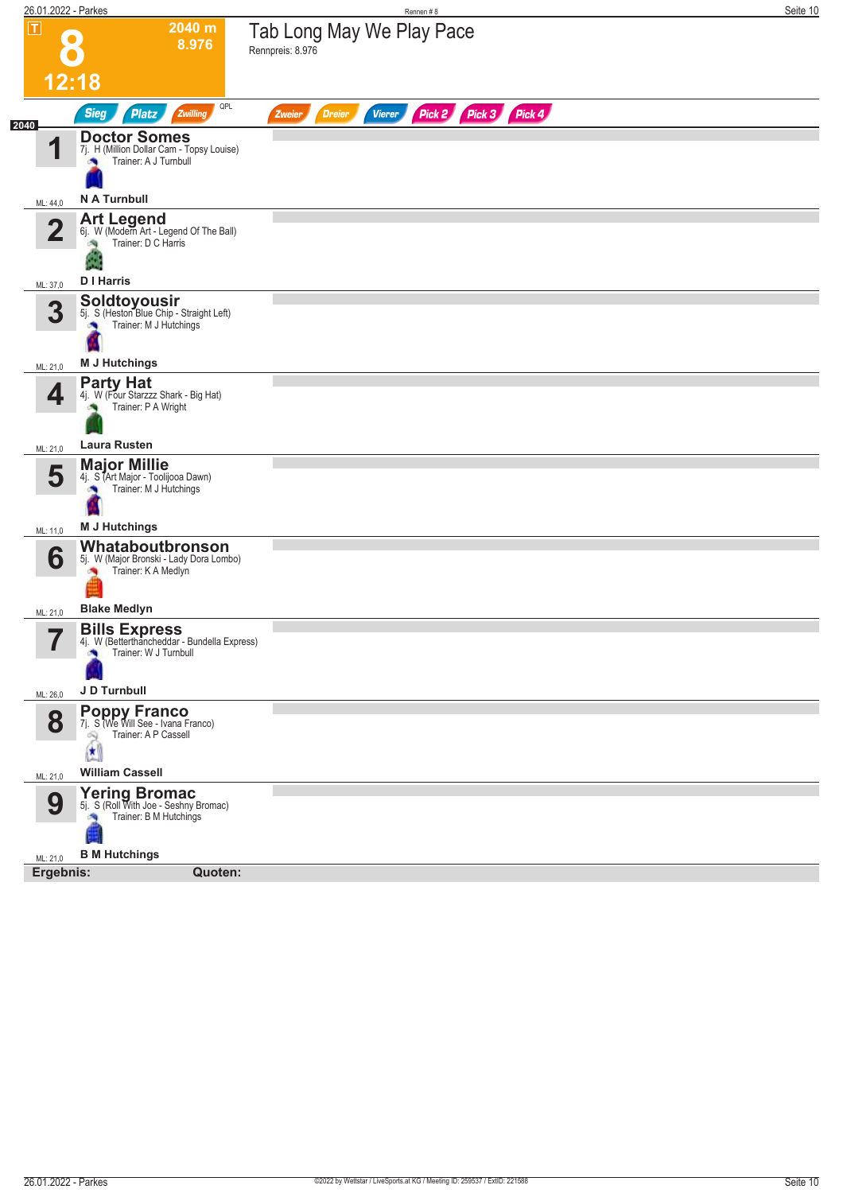# 8

**2040 m**
**8.976**

**12:18**

## Tab Long May We Play Pace

Rennpreis: 8.976

Sieg | Platz | Zwilling | QPL | Zweier | Dreier | Vierer | Pick 2 | Pick 3 | Pick 4

2040

| Nr. | Pferd | ML |
|---|---|---|
| 1 | **Doctor Somes** 7j. H (Million Dollar Cam - Topsy Louise) Trainer: A J Turnbull **N A Turnbull** | ML: 44,0 |
| 2 | **Art Legend** 6j. W (Modern Art - Legend Of The Ball) Trainer: D C Harris **D I Harris** | ML: 37,0 |
| 3 | **Soldtoyousir** 5j. S (Heston Blue Chip - Straight Left) Trainer: M J Hutchings **M J Hutchings** | ML: 21,0 |
| 4 | **Party Hat** 4j. W (Four Starzzz Shark - Big Hat) Trainer: P A Wright **Laura Rusten** | ML: 21,0 |
| 5 | **Major Millie** 4j. S (Art Major - Toolijooa Dawn) Trainer: M J Hutchings **M J Hutchings** | ML: 11,0 |
| 6 | **Whataboutbronson** 5j. W (Major Bronski - Lady Dora Lombo) Trainer: K A Medlyn **Blake Medlyn** | ML: 21,0 |
| 7 | **Bills Express** 4j. W (Betterthancheddar - Bundella Express) Trainer: W J Turnbull **J D Turnbull** | ML: 26,0 |
| 8 | **Poppy Franco** 7j. S (We Will See - Ivana Franco) Trainer: A P Cassell **William Cassell** | ML: 21,0 |
| 9 | **Yering Bromac** 5j. S (Roll With Joe - Seshny Bromac) Trainer: B M Hutchings **B M Hutchings** | ML: 21,0 |

**Ergebnis:** **Quoten:**